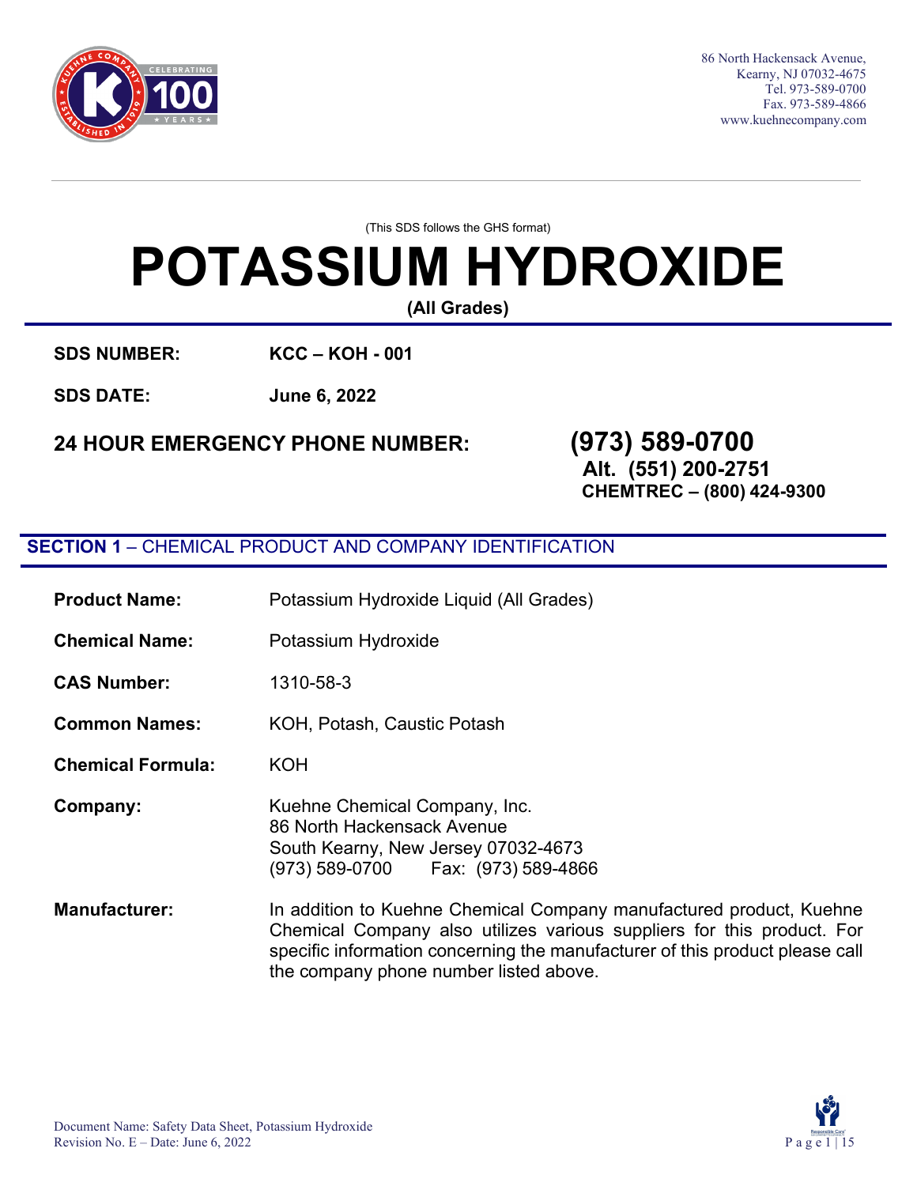86 North Hackensack Avenue,
Kearny, NJ 07032-4675
Tel. 973-589-0700
Fax. 973-589-4866
www.kuehnecompany.com

(This SDS follows the GHS format)

# POTASSIUM HYDROXIDE

**(All Grades)**

**SDS NUMBER:** **KCC – KOH - 001**

**SDS DATE:** **June 6, 2022**

**24 HOUR EMERGENCY PHONE NUMBER:** **(973) 589-0700**
**Alt. (551) 200-2751**
**CHEMTREC – (800) 424-9300**

## SECTION 1 – CHEMICAL PRODUCT AND COMPANY IDENTIFICATION

**Product Name:** Potassium Hydroxide Liquid (All Grades)

**Chemical Name:** Potassium Hydroxide

**CAS Number:** 1310-58-3

**Common Names:** KOH, Potash, Caustic Potash

**Chemical Formula:** KOH

**Company:** Kuehne Chemical Company, Inc.
86 North Hackensack Avenue
South Kearny, New Jersey 07032-4673
(973) 589-0700 Fax: (973) 589-4866

**Manufacturer:** In addition to Kuehne Chemical Company manufactured product, Kuehne Chemical Company also utilizes various suppliers for this product. For specific information concerning the manufacturer of this product please call the company phone number listed above.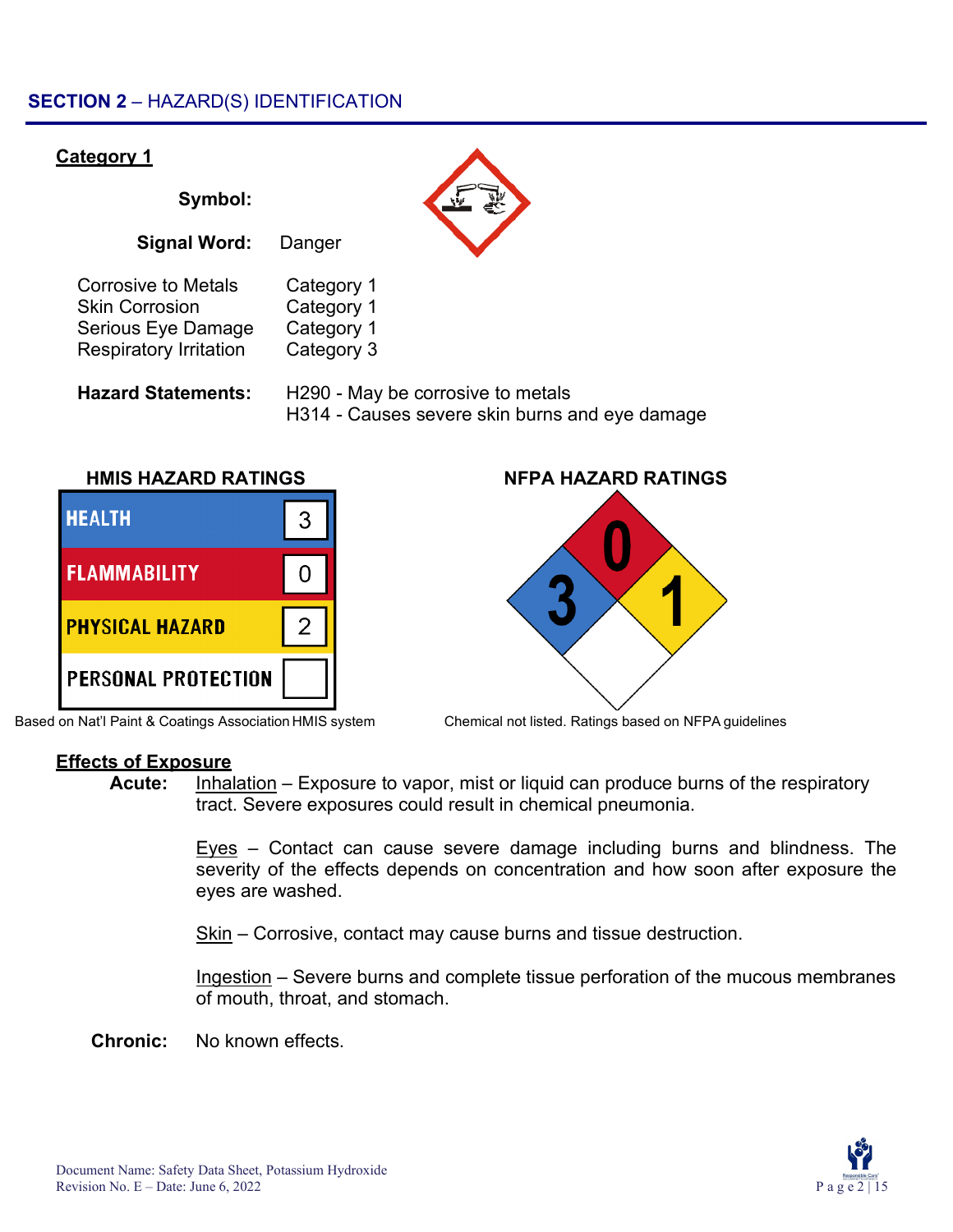## SECTION 2 – HAZARD(S) IDENTIFICATION

**Category 1**

**Symbol:**

**Signal Word:** Danger

| | |
|---|---|
| Corrosive to Metals | Category 1 |
| Skin Corrosion | Category 1 |
| Serious Eye Damage | Category 1 |
| Respiratory Irritation | Category 3 |

**Hazard Statements:** H290 - May be corrosive to metals
H314 - Causes severe skin burns and eye damage

**HMIS HAZARD RATINGS**

| | |
|---|---|
| HEALTH | 3 |
| FLAMMABILITY | 0 |
| PHYSICAL HAZARD | 2 |
| PERSONAL PROTECTION | |

Based on Nat'l Paint & Coatings Association HMIS system

**NFPA HAZARD RATINGS**

| | |
|---|---|
| Health (blue) | 3 |
| Flammability (red) | 0 |
| Instability (yellow) | 1 |
| Special (white) | |

Chemical not listed. Ratings based on NFPA guidelines

**Effects of Exposure**

**Acute:**

Inhalation – Exposure to vapor, mist or liquid can produce burns of the respiratory tract. Severe exposures could result in chemical pneumonia.

Eyes – Contact can cause severe damage including burns and blindness. The severity of the effects depends on concentration and how soon after exposure the eyes are washed.

Skin – Corrosive, contact may cause burns and tissue destruction.

Ingestion – Severe burns and complete tissue perforation of the mucous membranes of mouth, throat, and stomach.

**Chronic:** No known effects.

Document Name: Safety Data Sheet, Potassium Hydroxide
Revision No. E – Date: June 6, 2022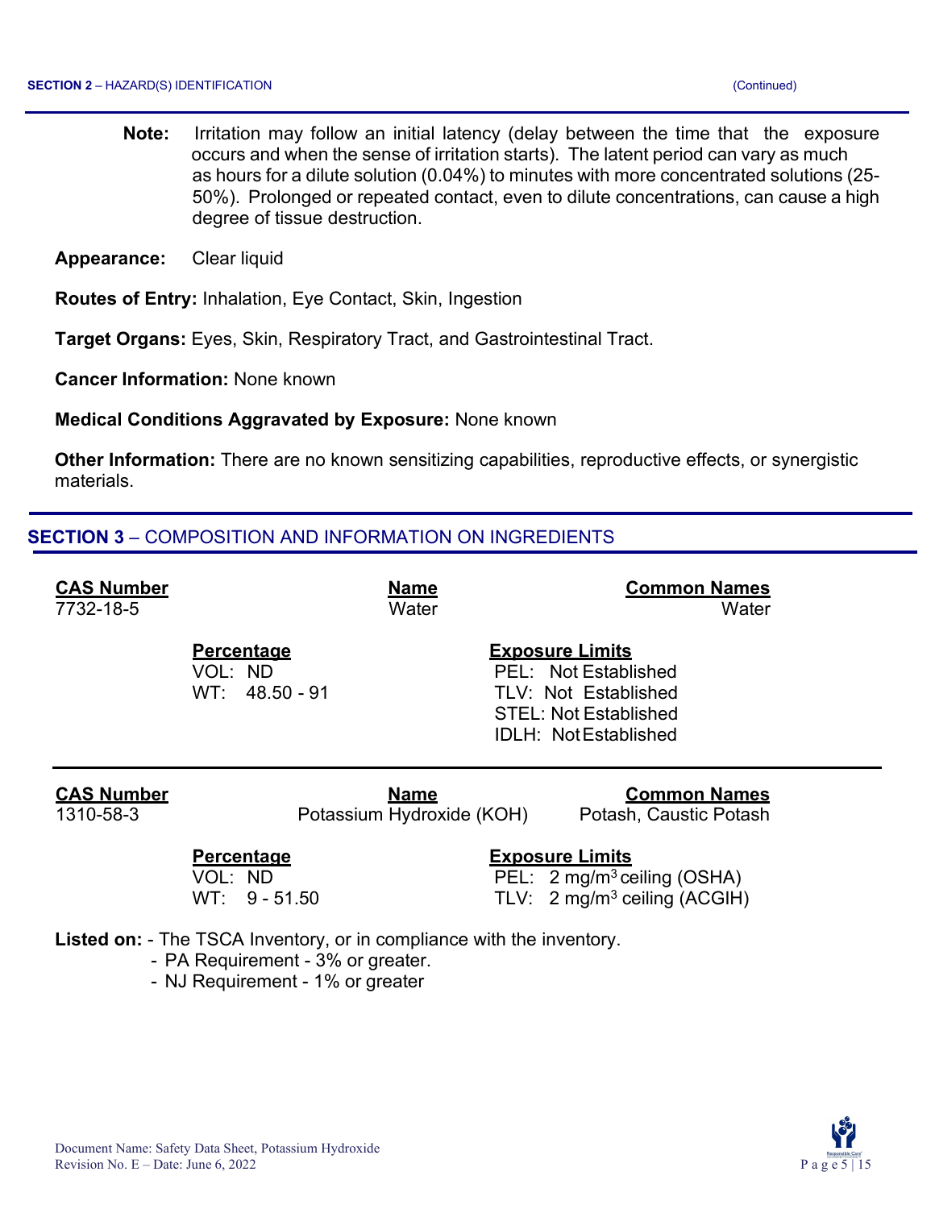**Note:** Irritation may follow an initial latency (delay between the time that the exposure occurs and when the sense of irritation starts). The latent period can vary as much as hours for a dilute solution (0.04%) to minutes with more concentrated solutions (25-50%). Prolonged or repeated contact, even to dilute concentrations, can cause a high degree of tissue destruction.

**Appearance:** Clear liquid

**Routes of Entry:** Inhalation, Eye Contact, Skin, Ingestion

**Target Organs:** Eyes, Skin, Respiratory Tract, and Gastrointestinal Tract.

**Cancer Information:** None known

**Medical Conditions Aggravated by Exposure:** None known

**Other Information:** There are no known sensitizing capabilities, reproductive effects, or synergistic materials.

## SECTION 3 – COMPOSITION AND INFORMATION ON INGREDIENTS

| CAS Number | Name | Common Names |
|---|---|---|
| 7732-18-5 | Water | Water |

| Percentage | Exposure Limits |
|---|---|
| VOL: ND | PEL: Not Established |
| WT: 48.50 - 91 | TLV: Not Established |
| | STEL: Not Established |
| | IDLH: Not Established |

| CAS Number | Name | Common Names |
|---|---|---|
| 1310-58-3 | Potassium Hydroxide (KOH) | Potash, Caustic Potash |

| Percentage | Exposure Limits |
|---|---|
| VOL: ND | PEL: 2 $mg/m^3$ ceiling (OSHA) |
| WT: 9 - 51.50 | TLV: 2 $mg/m^3$ ceiling (ACGIH) |

**Listed on:**
- The TSCA Inventory, or in compliance with the inventory.
- PA Requirement - 3% or greater.
- NJ Requirement - 1% or greater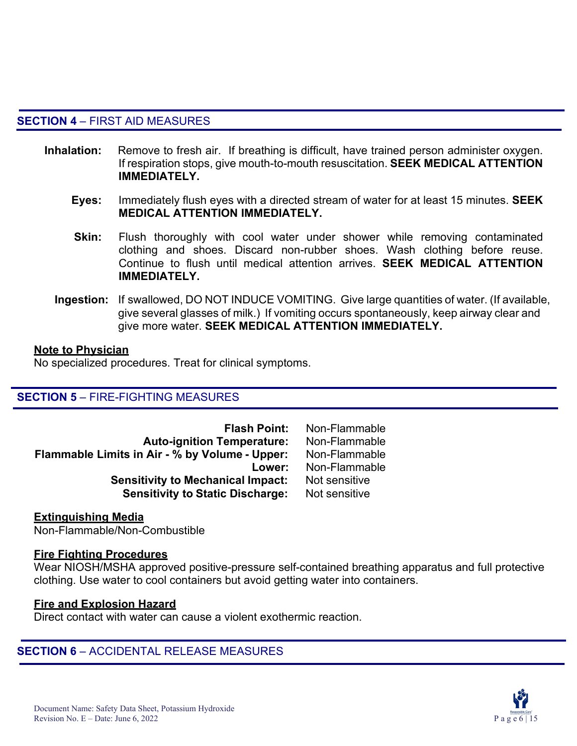## SECTION 4 – FIRST AID MEASURES

**Inhalation:** Remove to fresh air. If breathing is difficult, have trained person administer oxygen. If respiration stops, give mouth-to-mouth resuscitation. **SEEK MEDICAL ATTENTION IMMEDIATELY.**

**Eyes:** Immediately flush eyes with a directed stream of water for at least 15 minutes. **SEEK MEDICAL ATTENTION IMMEDIATELY.**

**Skin:** Flush thoroughly with cool water under shower while removing contaminated clothing and shoes. Discard non-rubber shoes. Wash clothing before reuse. Continue to flush until medical attention arrives. **SEEK MEDICAL ATTENTION IMMEDIATELY.**

**Ingestion:** If swallowed, DO NOT INDUCE VOMITING. Give large quantities of water. (If available, give several glasses of milk.) If vomiting occurs spontaneously, keep airway clear and give more water. **SEEK MEDICAL ATTENTION IMMEDIATELY.**

**Note to Physician**

No specialized procedures. Treat for clinical symptoms.

## SECTION 5 – FIRE-FIGHTING MEASURES

| | |
|---|---|
| **Flash Point:** | Non-Flammable |
| **Auto-ignition Temperature:** | Non-Flammable |
| **Flammable Limits in Air - % by Volume - Upper:** | Non-Flammable |
| **Lower:** | Non-Flammable |
| **Sensitivity to Mechanical Impact:** | Not sensitive |
| **Sensitivity to Static Discharge:** | Not sensitive |

**Extinguishing Media**

Non-Flammable/Non-Combustible

**Fire Fighting Procedures**

Wear NIOSH/MSHA approved positive-pressure self-contained breathing apparatus and full protective clothing. Use water to cool containers but avoid getting water into containers.

**Fire and Explosion Hazard**

Direct contact with water can cause a violent exothermic reaction.

## SECTION 6 – ACCIDENTAL RELEASE MEASURES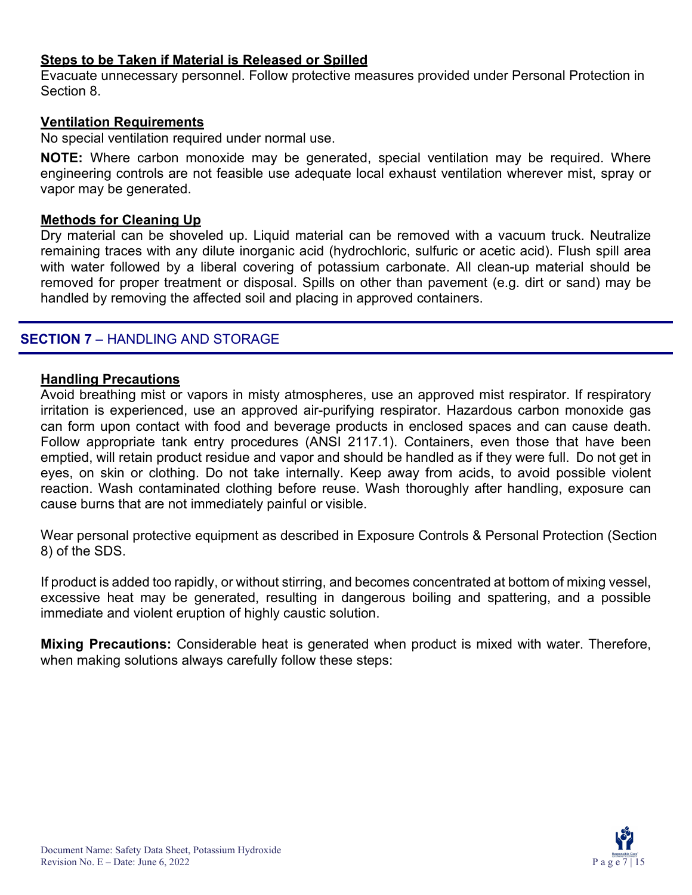### Steps to be Taken if Material is Released or Spilled

Evacuate unnecessary personnel. Follow protective measures provided under Personal Protection in Section 8.

### Ventilation Requirements

No special ventilation required under normal use.

**NOTE:** Where carbon monoxide may be generated, special ventilation may be required. Where engineering controls are not feasible use adequate local exhaust ventilation wherever mist, spray or vapor may be generated.

### Methods for Cleaning Up

Dry material can be shoveled up. Liquid material can be removed with a vacuum truck. Neutralize remaining traces with any dilute inorganic acid (hydrochloric, sulfuric or acetic acid). Flush spill area with water followed by a liberal covering of potassium carbonate. All clean-up material should be removed for proper treatment or disposal. Spills on other than pavement (e.g. dirt or sand) may be handled by removing the affected soil and placing in approved containers.

## SECTION 7 – HANDLING AND STORAGE

### Handling Precautions

Avoid breathing mist or vapors in misty atmospheres, use an approved mist respirator. If respiratory irritation is experienced, use an approved air-purifying respirator. Hazardous carbon monoxide gas can form upon contact with food and beverage products in enclosed spaces and can cause death. Follow appropriate tank entry procedures (ANSI 2117.1). Containers, even those that have been emptied, will retain product residue and vapor and should be handled as if they were full. Do not get in eyes, on skin or clothing. Do not take internally. Keep away from acids, to avoid possible violent reaction. Wash contaminated clothing before reuse. Wash thoroughly after handling, exposure can cause burns that are not immediately painful or visible.

Wear personal protective equipment as described in Exposure Controls & Personal Protection (Section 8) of the SDS.

If product is added too rapidly, or without stirring, and becomes concentrated at bottom of mixing vessel, excessive heat may be generated, resulting in dangerous boiling and spattering, and a possible immediate and violent eruption of highly caustic solution.

**Mixing Precautions:** Considerable heat is generated when product is mixed with water. Therefore, when making solutions always carefully follow these steps: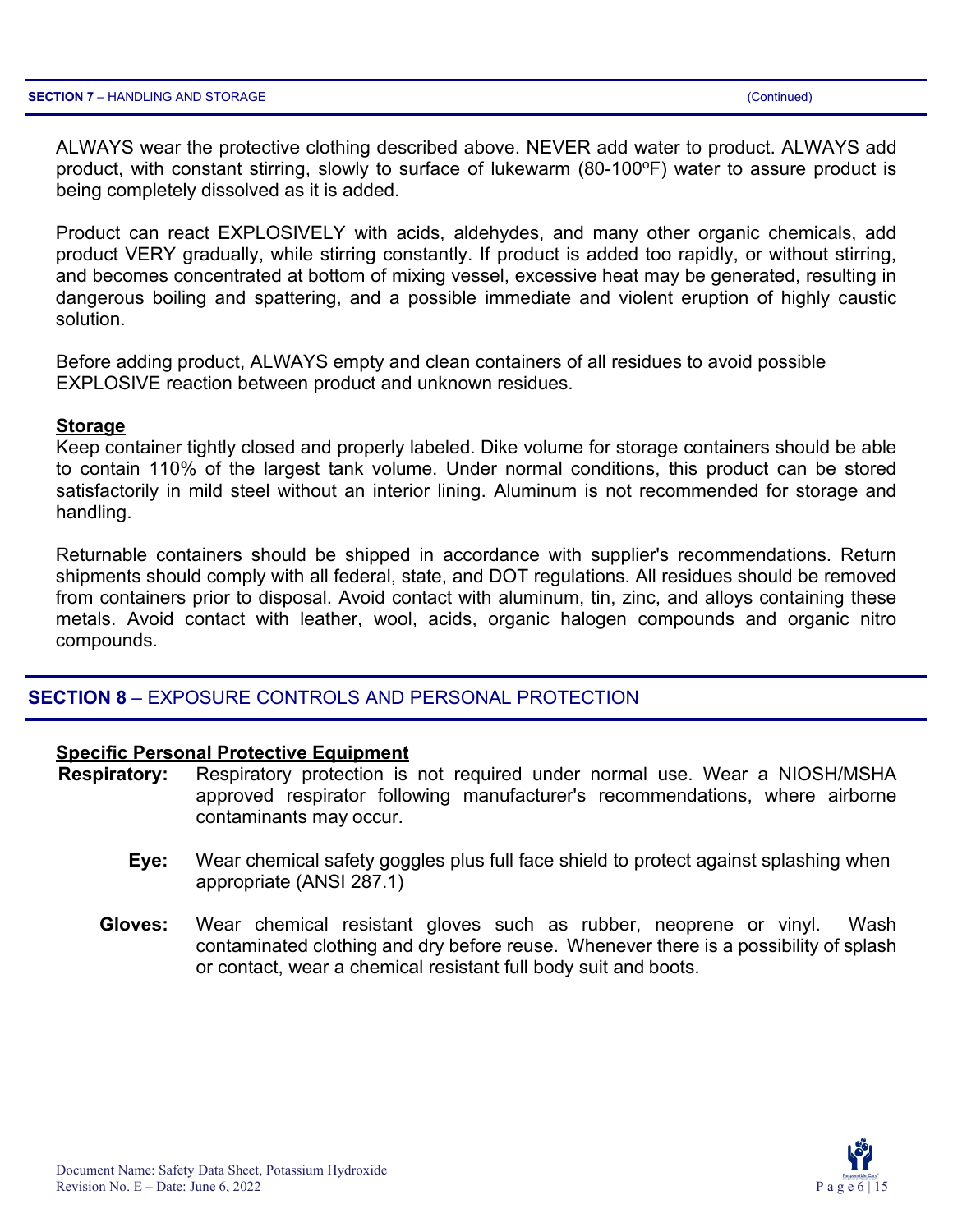ALWAYS wear the protective clothing described above. NEVER add water to product. ALWAYS add product, with constant stirring, slowly to surface of lukewarm (80-100ºF) water to assure product is being completely dissolved as it is added.

Product can react EXPLOSIVELY with acids, aldehydes, and many other organic chemicals, add product VERY gradually, while stirring constantly. If product is added too rapidly, or without stirring, and becomes concentrated at bottom of mixing vessel, excessive heat may be generated, resulting in dangerous boiling and spattering, and a possible immediate and violent eruption of highly caustic solution.

Before adding product, ALWAYS empty and clean containers of all residues to avoid possible EXPLOSIVE reaction between product and unknown residues.

**Storage**

Keep container tightly closed and properly labeled. Dike volume for storage containers should be able to contain 110% of the largest tank volume. Under normal conditions, this product can be stored satisfactorily in mild steel without an interior lining. Aluminum is not recommended for storage and handling.

Returnable containers should be shipped in accordance with supplier's recommendations. Return shipments should comply with all federal, state, and DOT regulations. All residues should be removed from containers prior to disposal. Avoid contact with aluminum, tin, zinc, and alloys containing these metals. Avoid contact with leather, wool, acids, organic halogen compounds and organic nitro compounds.

## SECTION 8 – EXPOSURE CONTROLS AND PERSONAL PROTECTION

**Specific Personal Protective Equipment**

**Respiratory:** Respiratory protection is not required under normal use. Wear a NIOSH/MSHA approved respirator following manufacturer's recommendations, where airborne contaminants may occur.

**Eye:** Wear chemical safety goggles plus full face shield to protect against splashing when appropriate (ANSI 287.1)

**Gloves:** Wear chemical resistant gloves such as rubber, neoprene or vinyl. Wash contaminated clothing and dry before reuse. Whenever there is a possibility of splash or contact, wear a chemical resistant full body suit and boots.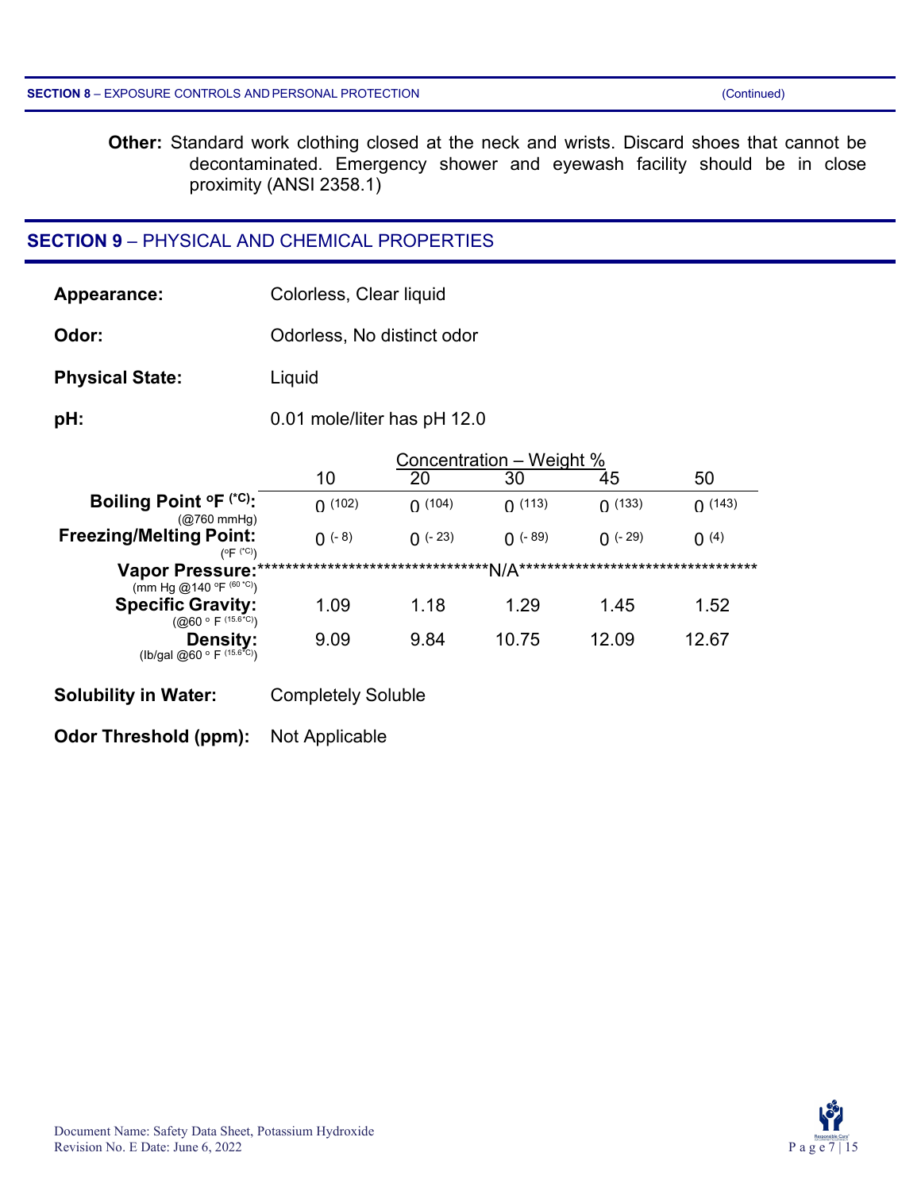**SECTION 8** – EXPOSURE CONTROLS AND PERSONAL PROTECTION (Continued)

**Other:** Standard work clothing closed at the neck and wrists. Discard shoes that cannot be decontaminated. Emergency shower and eyewash facility should be in close proximity (ANSI 2358.1)

## SECTION 9 – PHYSICAL AND CHEMICAL PROPERTIES

**Appearance:** Colorless, Clear liquid

**Odor:** Odorless, No distinct odor

**Physical State:** Liquid

**pH:** 0.01 mole/liter has pH 12.0

| | Concentration – Weight % | | | | |
|---|---|---|---|---|---|
| | 10 | 20 | 30 | 45 | 50 |
| **Boiling Point °F (°C):** (@760 mmHg) | 0 (102) | 0 (104) | 0 (113) | 0 (133) | 0 (143) |
| **Freezing/Melting Point:** (°F (°C)) | 0 (- 8) | 0 (- 23) | 0 (- 89) | 0 (- 29) | 0 (4) |
| **Vapor Pressure:** (mm Hg @140 °F (60 °C)) | N/A | N/A | N/A | N/A | N/A |
| **Specific Gravity:** (@60 ° F (15.6°C)) | 1.09 | 1.18 | 1.29 | 1.45 | 1.52 |
| **Density:** (lb/gal @60 ° F (15.6°C)) | 9.09 | 9.84 | 10.75 | 12.09 | 12.67 |

**Solubility in Water:** Completely Soluble

**Odor Threshold (ppm):** Not Applicable

Document Name: Safety Data Sheet, Potassium Hydroxide
Revision No. E Date: June 6, 2022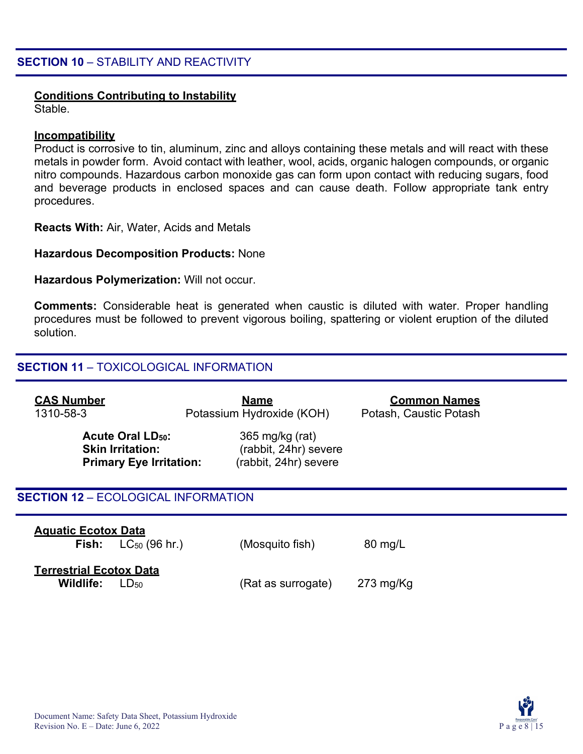## SECTION 10 – STABILITY AND REACTIVITY

**Conditions Contributing to Instability**
Stable.

**Incompatibility**
Product is corrosive to tin, aluminum, zinc and alloys containing these metals and will react with these metals in powder form. Avoid contact with leather, wool, acids, organic halogen compounds, or organic nitro compounds. Hazardous carbon monoxide gas can form upon contact with reducing sugars, food and beverage products in enclosed spaces and can cause death. Follow appropriate tank entry procedures.

**Reacts With:** Air, Water, Acids and Metals

**Hazardous Decomposition Products:** None

**Hazardous Polymerization:** Will not occur.

**Comments:** Considerable heat is generated when caustic is diluted with water. Proper handling procedures must be followed to prevent vigorous boiling, spattering or violent eruption of the diluted solution.

## SECTION 11 – TOXICOLOGICAL INFORMATION

| CAS Number | Name | Common Names |
|---|---|---|
| 1310-58-3 | Potassium Hydroxide (KOH) | Potash, Caustic Potash |

| | |
|---|---|
| **Acute Oral $LD_{50}$:** | 365 mg/kg (rat) |
| **Skin Irritation:** | (rabbit, 24hr) severe |
| **Primary Eye Irritation:** | (rabbit, 24hr) severe |

## SECTION 12 – ECOLOGICAL INFORMATION

**Aquatic Ecotox Data**

| | | | |
|---|---|---|---|
| **Fish:** | $LC_{50}$ (96 hr.) | (Mosquito fish) | 80 mg/L |

**Terrestrial Ecotox Data**

| | | | |
|---|---|---|---|
| **Wildlife:** | $LD_{50}$ | (Rat as surrogate) | 273 mg/Kg |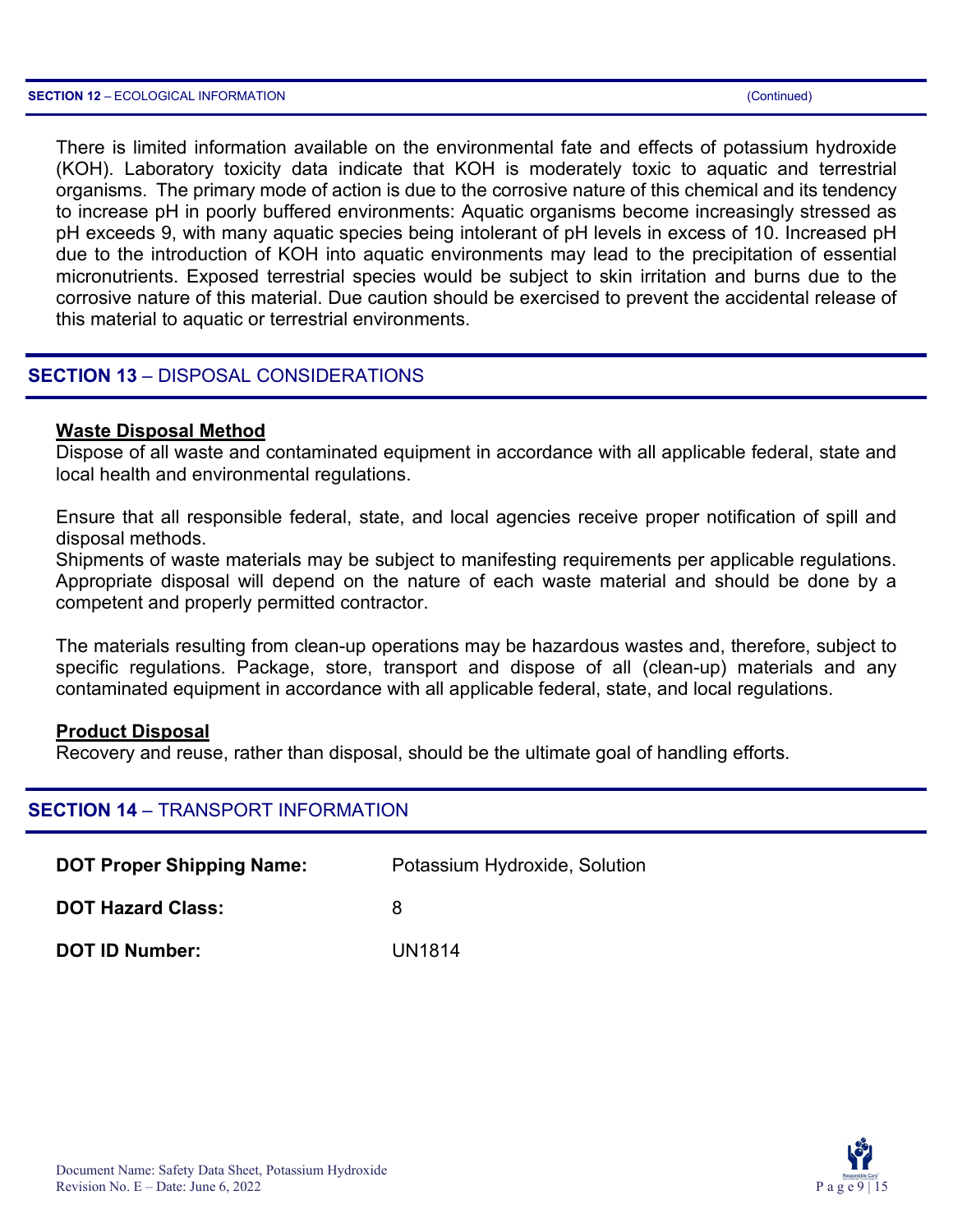## SECTION 12 – ECOLOGICAL INFORMATION (Continued)

There is limited information available on the environmental fate and effects of potassium hydroxide (KOH). Laboratory toxicity data indicate that KOH is moderately toxic to aquatic and terrestrial organisms. The primary mode of action is due to the corrosive nature of this chemical and its tendency to increase pH in poorly buffered environments: Aquatic organisms become increasingly stressed as pH exceeds 9, with many aquatic species being intolerant of pH levels in excess of 10. Increased pH due to the introduction of KOH into aquatic environments may lead to the precipitation of essential micronutrients. Exposed terrestrial species would be subject to skin irritation and burns due to the corrosive nature of this material. Due caution should be exercised to prevent the accidental release of this material to aquatic or terrestrial environments.

## SECTION 13 – DISPOSAL CONSIDERATIONS

### Waste Disposal Method

Dispose of all waste and contaminated equipment in accordance with all applicable federal, state and local health and environmental regulations.

Ensure that all responsible federal, state, and local agencies receive proper notification of spill and disposal methods.
Shipments of waste materials may be subject to manifesting requirements per applicable regulations. Appropriate disposal will depend on the nature of each waste material and should be done by a competent and properly permitted contractor.

The materials resulting from clean-up operations may be hazardous wastes and, therefore, subject to specific regulations. Package, store, transport and dispose of all (clean-up) materials and any contaminated equipment in accordance with all applicable federal, state, and local regulations.

### Product Disposal

Recovery and reuse, rather than disposal, should be the ultimate goal of handling efforts.

## SECTION 14 – TRANSPORT INFORMATION

| | |
|---|---|
| **DOT Proper Shipping Name:** | Potassium Hydroxide, Solution |
| **DOT Hazard Class:** | 8 |
| **DOT ID Number:** | UN1814 |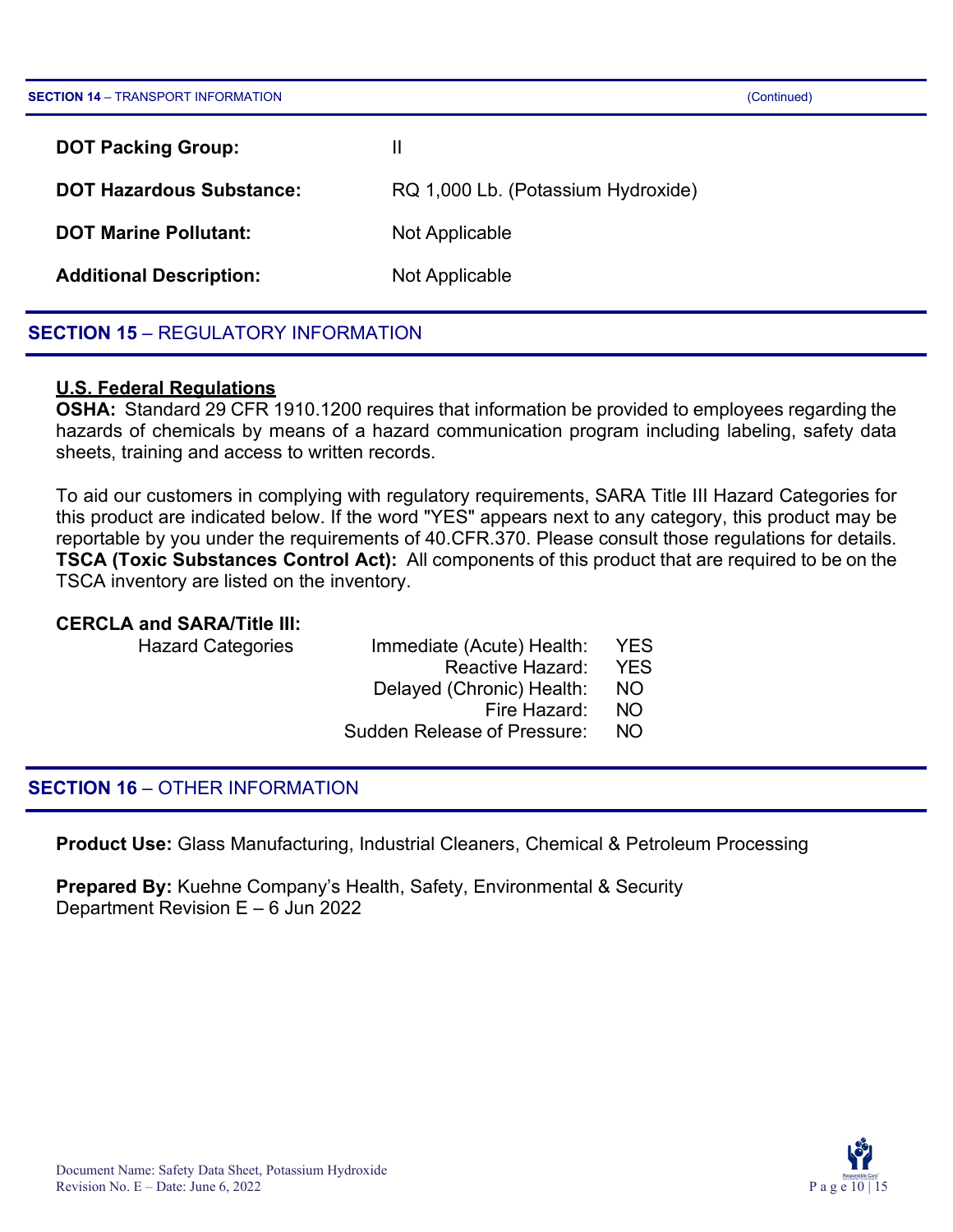## SECTION 14 – TRANSPORT INFORMATION (Continued)

| | |
|---|---|
| **DOT Packing Group:** | II |
| **DOT Hazardous Substance:** | RQ 1,000 Lb. (Potassium Hydroxide) |
| **DOT Marine Pollutant:** | Not Applicable |
| **Additional Description:** | Not Applicable |

## SECTION 15 – REGULATORY INFORMATION

**U.S. Federal Regulations**

**OSHA:** Standard 29 CFR 1910.1200 requires that information be provided to employees regarding the hazards of chemicals by means of a hazard communication program including labeling, safety data sheets, training and access to written records.

To aid our customers in complying with regulatory requirements, SARA Title III Hazard Categories for this product are indicated below. If the word "YES" appears next to any category, this product may be reportable by you under the requirements of 40.CFR.370. Please consult those regulations for details.
**TSCA (Toxic Substances Control Act):** All components of this product that are required to be on the TSCA inventory are listed on the inventory.

**CERCLA and SARA/Title III:**

| Hazard Categories | | |
|---|---|---|
| | Immediate (Acute) Health: | YES |
| | Reactive Hazard: | YES |
| | Delayed (Chronic) Health: | NO |
| | Fire Hazard: | NO |
| | Sudden Release of Pressure: | NO |

## SECTION 16 – OTHER INFORMATION

**Product Use:** Glass Manufacturing, Industrial Cleaners, Chemical & Petroleum Processing

**Prepared By:** Kuehne Company's Health, Safety, Environmental & Security Department Revision E – 6 Jun 2022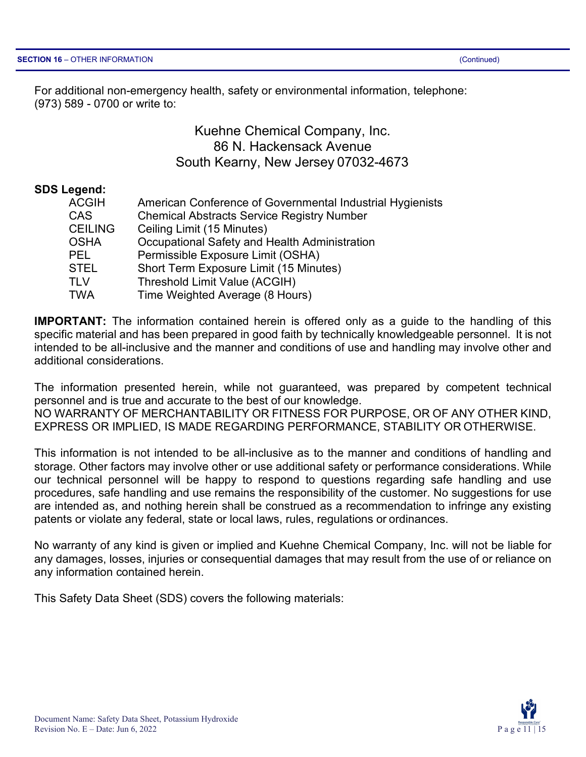For additional non-emergency health, safety or environmental information, telephone: (973) 589 - 0700 or write to:

Kuehne Chemical Company, Inc.
86 N. Hackensack Avenue
South Kearny, New Jersey 07032-4673

**SDS Legend:**

| | |
|---|---|
| ACGIH | American Conference of Governmental Industrial Hygienists |
| CAS | Chemical Abstracts Service Registry Number |
| CEILING | Ceiling Limit (15 Minutes) |
| OSHA | Occupational Safety and Health Administration |
| PEL | Permissible Exposure Limit (OSHA) |
| STEL | Short Term Exposure Limit (15 Minutes) |
| TLV | Threshold Limit Value (ACGIH) |
| TWA | Time Weighted Average (8 Hours) |

**IMPORTANT:** The information contained herein is offered only as a guide to the handling of this specific material and has been prepared in good faith by technically knowledgeable personnel. It is not intended to be all-inclusive and the manner and conditions of use and handling may involve other and additional considerations.

The information presented herein, while not guaranteed, was prepared by competent technical personnel and is true and accurate to the best of our knowledge.
NO WARRANTY OF MERCHANTABILITY OR FITNESS FOR PURPOSE, OR OF ANY OTHER KIND, EXPRESS OR IMPLIED, IS MADE REGARDING PERFORMANCE, STABILITY OR OTHERWISE.

This information is not intended to be all-inclusive as to the manner and conditions of handling and storage. Other factors may involve other or use additional safety or performance considerations. While our technical personnel will be happy to respond to questions regarding safe handling and use procedures, safe handling and use remains the responsibility of the customer. No suggestions for use are intended as, and nothing herein shall be construed as a recommendation to infringe any existing patents or violate any federal, state or local laws, rules, regulations or ordinances.

No warranty of any kind is given or implied and Kuehne Chemical Company, Inc. will not be liable for any damages, losses, injuries or consequential damages that may result from the use of or reliance on any information contained herein.

This Safety Data Sheet (SDS) covers the following materials: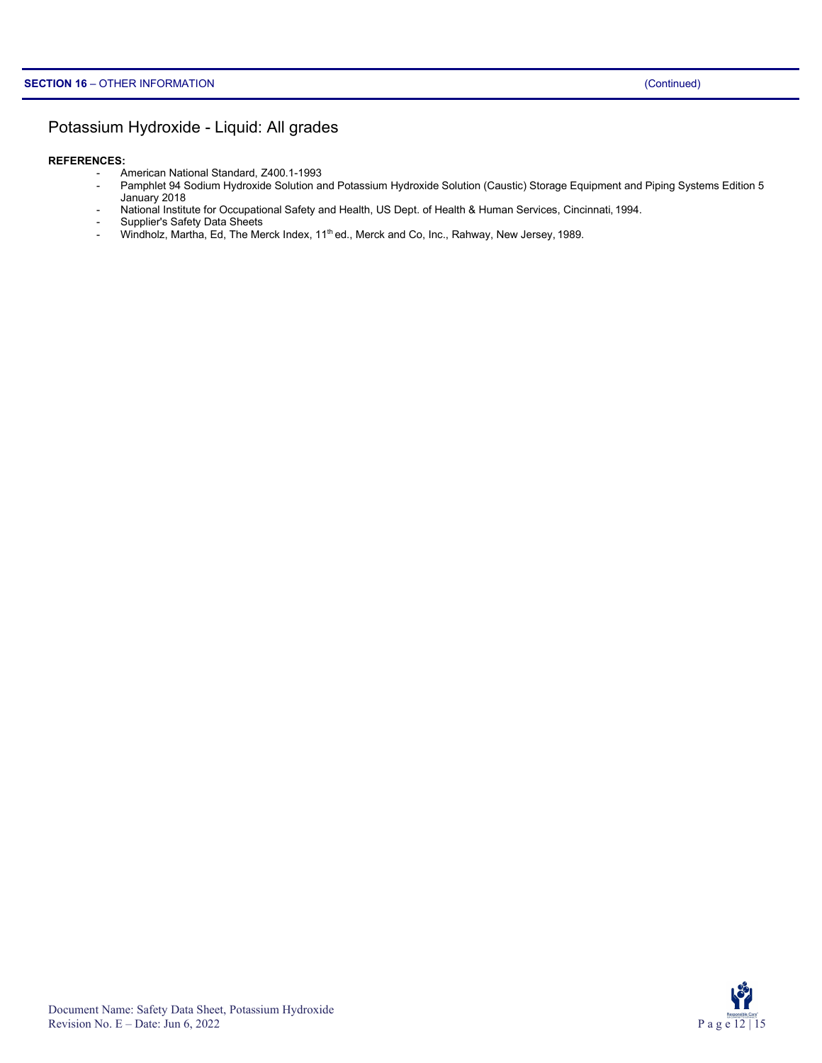**SECTION 16** – OTHER INFORMATION (Continued)

## Potassium Hydroxide - Liquid: All grades

**REFERENCES:**

- American National Standard, Z400.1-1993
- Pamphlet 94 Sodium Hydroxide Solution and Potassium Hydroxide Solution (Caustic) Storage Equipment and Piping Systems Edition 5 January 2018
- National Institute for Occupational Safety and Health, US Dept. of Health & Human Services, Cincinnati, 1994.
- Supplier's Safety Data Sheets
- Windholz, Martha, Ed, The Merck Index, 11th ed., Merck and Co, Inc., Rahway, New Jersey, 1989.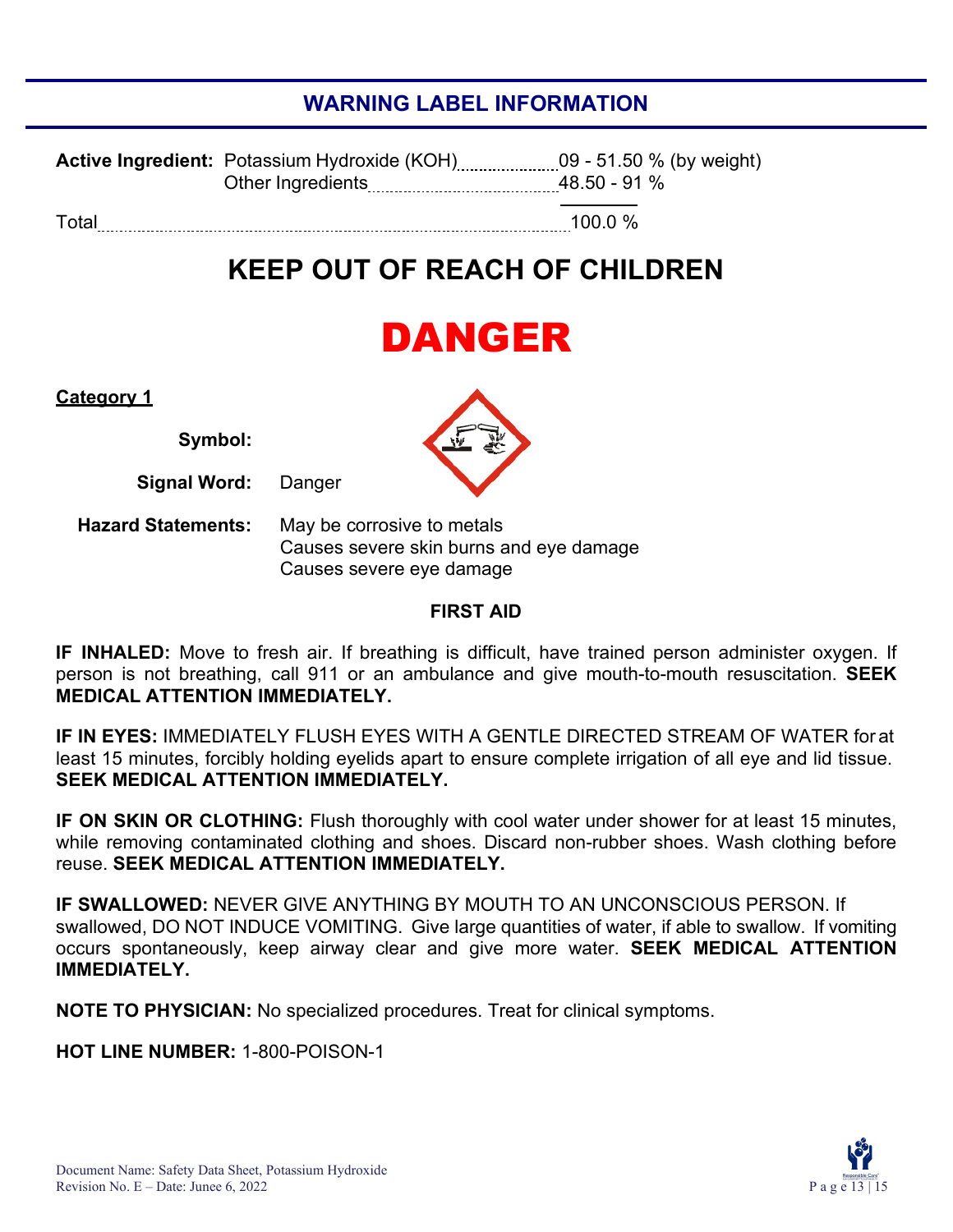## WARNING LABEL INFORMATION

| | | |
|---|---|---|
| **Active Ingredient:** | Potassium Hydroxide (KOH) | 09 - 51.50 % (by weight) |
| | Other Ingredients | 48.50 - 91 % |
| Total | | 100.0 % |

# KEEP OUT OF REACH OF CHILDREN

# DANGER

**Category 1**

**Symbol:**

**Signal Word:** Danger

**Hazard Statements:** May be corrosive to metals
Causes severe skin burns and eye damage
Causes severe eye damage

**FIRST AID**

**IF INHALED:** Move to fresh air. If breathing is difficult, have trained person administer oxygen. If person is not breathing, call 911 or an ambulance and give mouth-to-mouth resuscitation. **SEEK MEDICAL ATTENTION IMMEDIATELY.**

**IF IN EYES:** IMMEDIATELY FLUSH EYES WITH A GENTLE DIRECTED STREAM OF WATER for at least 15 minutes, forcibly holding eyelids apart to ensure complete irrigation of all eye and lid tissue. **SEEK MEDICAL ATTENTION IMMEDIATELY.**

**IF ON SKIN OR CLOTHING:** Flush thoroughly with cool water under shower for at least 15 minutes, while removing contaminated clothing and shoes. Discard non-rubber shoes. Wash clothing before reuse. **SEEK MEDICAL ATTENTION IMMEDIATELY.**

**IF SWALLOWED:** NEVER GIVE ANYTHING BY MOUTH TO AN UNCONSCIOUS PERSON. If swallowed, DO NOT INDUCE VOMITING. Give large quantities of water, if able to swallow. If vomiting occurs spontaneously, keep airway clear and give more water. **SEEK MEDICAL ATTENTION IMMEDIATELY.**

**NOTE TO PHYSICIAN:** No specialized procedures. Treat for clinical symptoms.

**HOT LINE NUMBER:** 1-800-POISON-1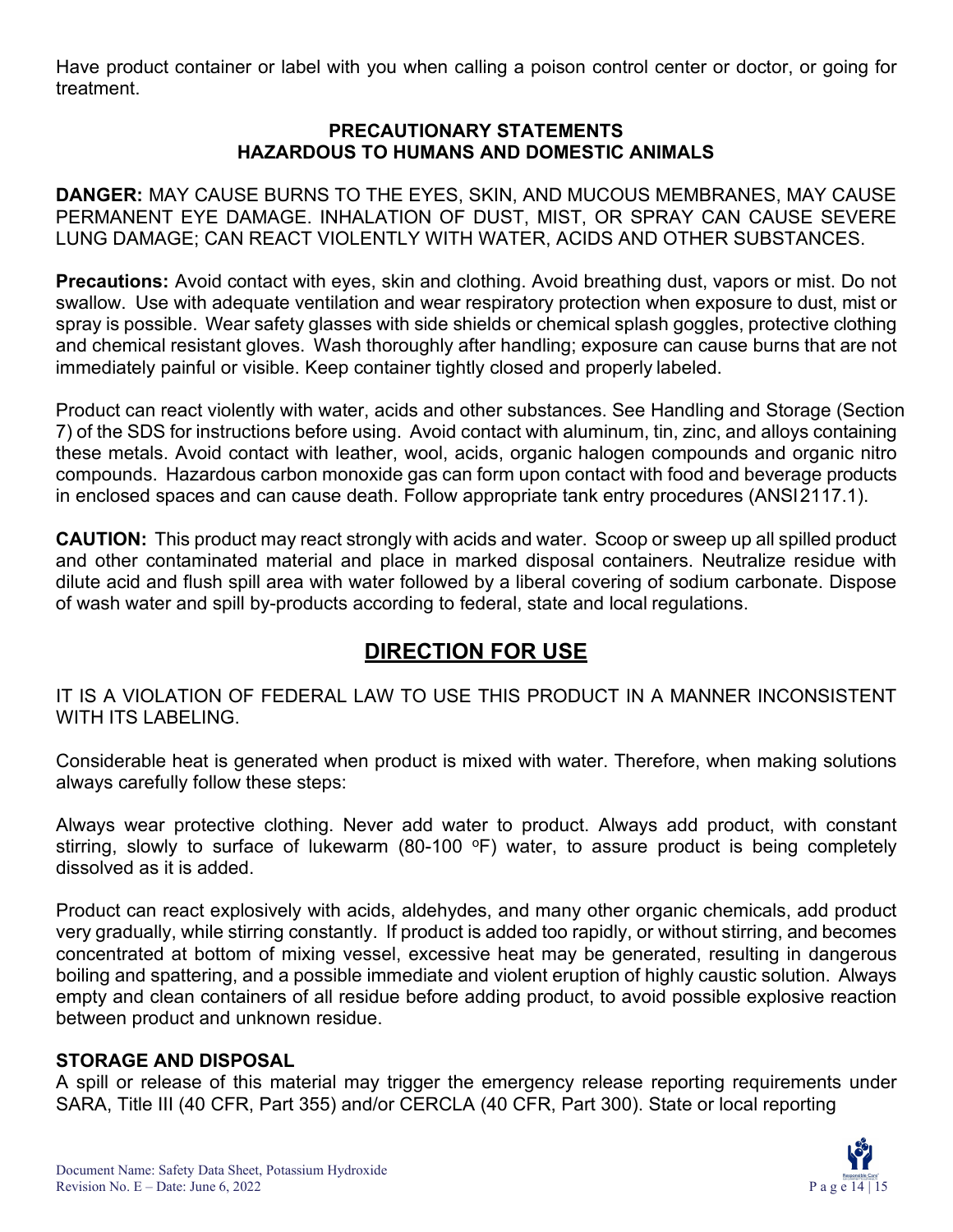Have product container or label with you when calling a poison control center or doctor, or going for treatment.

**PRECAUTIONARY STATEMENTS**
**HAZARDOUS TO HUMANS AND DOMESTIC ANIMALS**

**DANGER:** MAY CAUSE BURNS TO THE EYES, SKIN, AND MUCOUS MEMBRANES, MAY CAUSE PERMANENT EYE DAMAGE. INHALATION OF DUST, MIST, OR SPRAY CAN CAUSE SEVERE LUNG DAMAGE; CAN REACT VIOLENTLY WITH WATER, ACIDS AND OTHER SUBSTANCES.

**Precautions:** Avoid contact with eyes, skin and clothing. Avoid breathing dust, vapors or mist. Do not swallow. Use with adequate ventilation and wear respiratory protection when exposure to dust, mist or spray is possible. Wear safety glasses with side shields or chemical splash goggles, protective clothing and chemical resistant gloves. Wash thoroughly after handling; exposure can cause burns that are not immediately painful or visible. Keep container tightly closed and properly labeled.

Product can react violently with water, acids and other substances. See Handling and Storage (Section 7) of the SDS for instructions before using. Avoid contact with aluminum, tin, zinc, and alloys containing these metals. Avoid contact with leather, wool, acids, organic halogen compounds and organic nitro compounds. Hazardous carbon monoxide gas can form upon contact with food and beverage products in enclosed spaces and can cause death. Follow appropriate tank entry procedures (ANSI2117.1).

**CAUTION:** This product may react strongly with acids and water. Scoop or sweep up all spilled product and other contaminated material and place in marked disposal containers. Neutralize residue with dilute acid and flush spill area with water followed by a liberal covering of sodium carbonate. Dispose of wash water and spill by-products according to federal, state and local regulations.

## DIRECTION FOR USE

IT IS A VIOLATION OF FEDERAL LAW TO USE THIS PRODUCT IN A MANNER INCONSISTENT WITH ITS LABELING.

Considerable heat is generated when product is mixed with water. Therefore, when making solutions always carefully follow these steps:

Always wear protective clothing. Never add water to product. Always add product, with constant stirring, slowly to surface of lukewarm (80-100 $^{o}$F) water, to assure product is being completely dissolved as it is added.

Product can react explosively with acids, aldehydes, and many other organic chemicals, add product very gradually, while stirring constantly. If product is added too rapidly, or without stirring, and becomes concentrated at bottom of mixing vessel, excessive heat may be generated, resulting in dangerous boiling and spattering, and a possible immediate and violent eruption of highly caustic solution. Always empty and clean containers of all residue before adding product, to avoid possible explosive reaction between product and unknown residue.

**STORAGE AND DISPOSAL**

A spill or release of this material may trigger the emergency release reporting requirements under SARA, Title III (40 CFR, Part 355) and/or CERCLA (40 CFR, Part 300). State or local reporting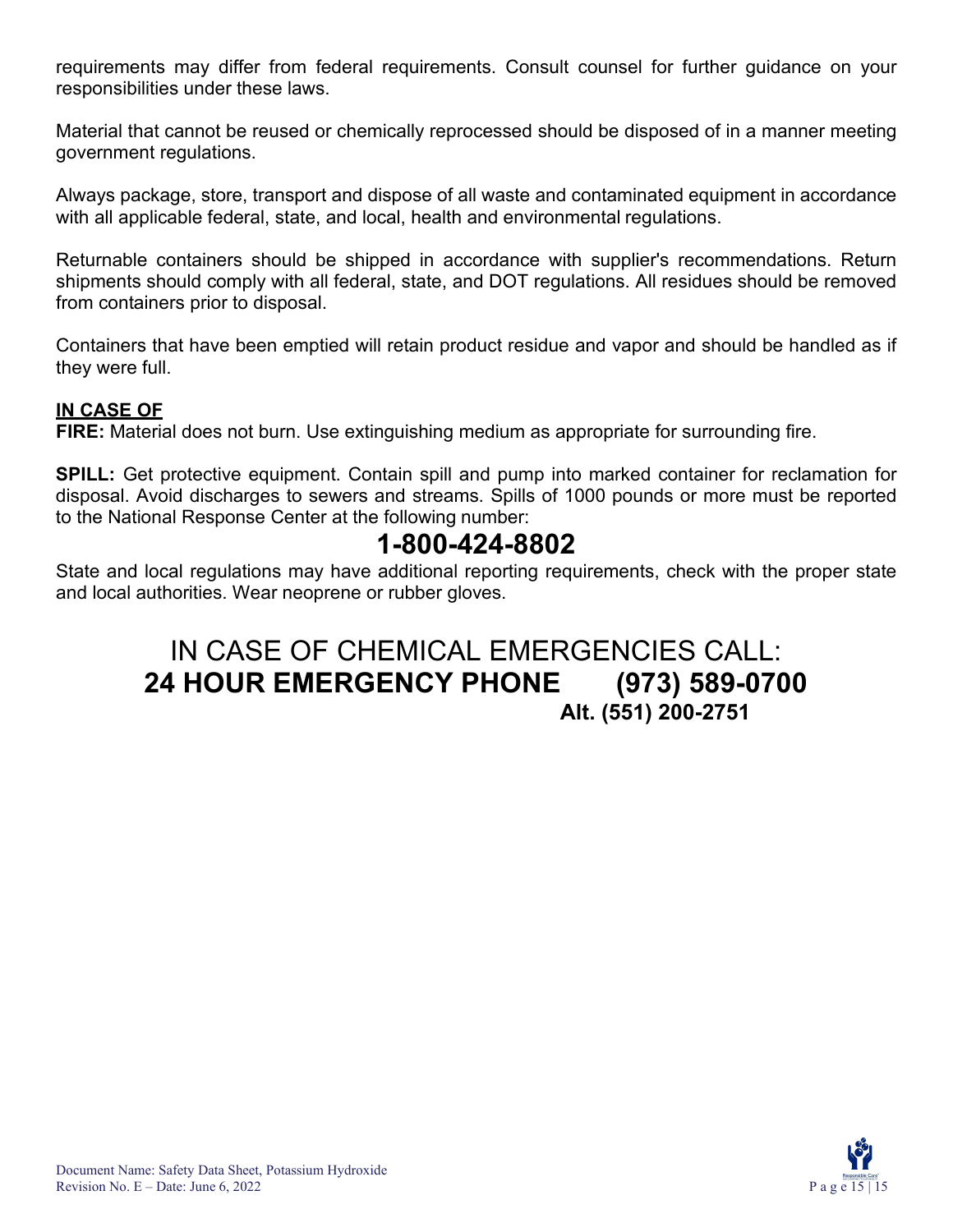requirements may differ from federal requirements. Consult counsel for further guidance on your responsibilities under these laws.

Material that cannot be reused or chemically reprocessed should be disposed of in a manner meeting government regulations.

Always package, store, transport and dispose of all waste and contaminated equipment in accordance with all applicable federal, state, and local, health and environmental regulations.

Returnable containers should be shipped in accordance with supplier's recommendations. Return shipments should comply with all federal, state, and DOT regulations. All residues should be removed from containers prior to disposal.

Containers that have been emptied will retain product residue and vapor and should be handled as if they were full.

**IN CASE OF**

**FIRE:** Material does not burn. Use extinguishing medium as appropriate for surrounding fire.

**SPILL:** Get protective equipment. Contain spill and pump into marked container for reclamation for disposal. Avoid discharges to sewers and streams. Spills of 1000 pounds or more must be reported to the National Response Center at the following number:

## 1-800-424-8802

State and local regulations may have additional reporting requirements, check with the proper state and local authorities. Wear neoprene or rubber gloves.

## IN CASE OF CHEMICAL EMERGENCIES CALL:
## 24 HOUR EMERGENCY PHONE (973) 589-0700

**Alt. (551) 200-2751**